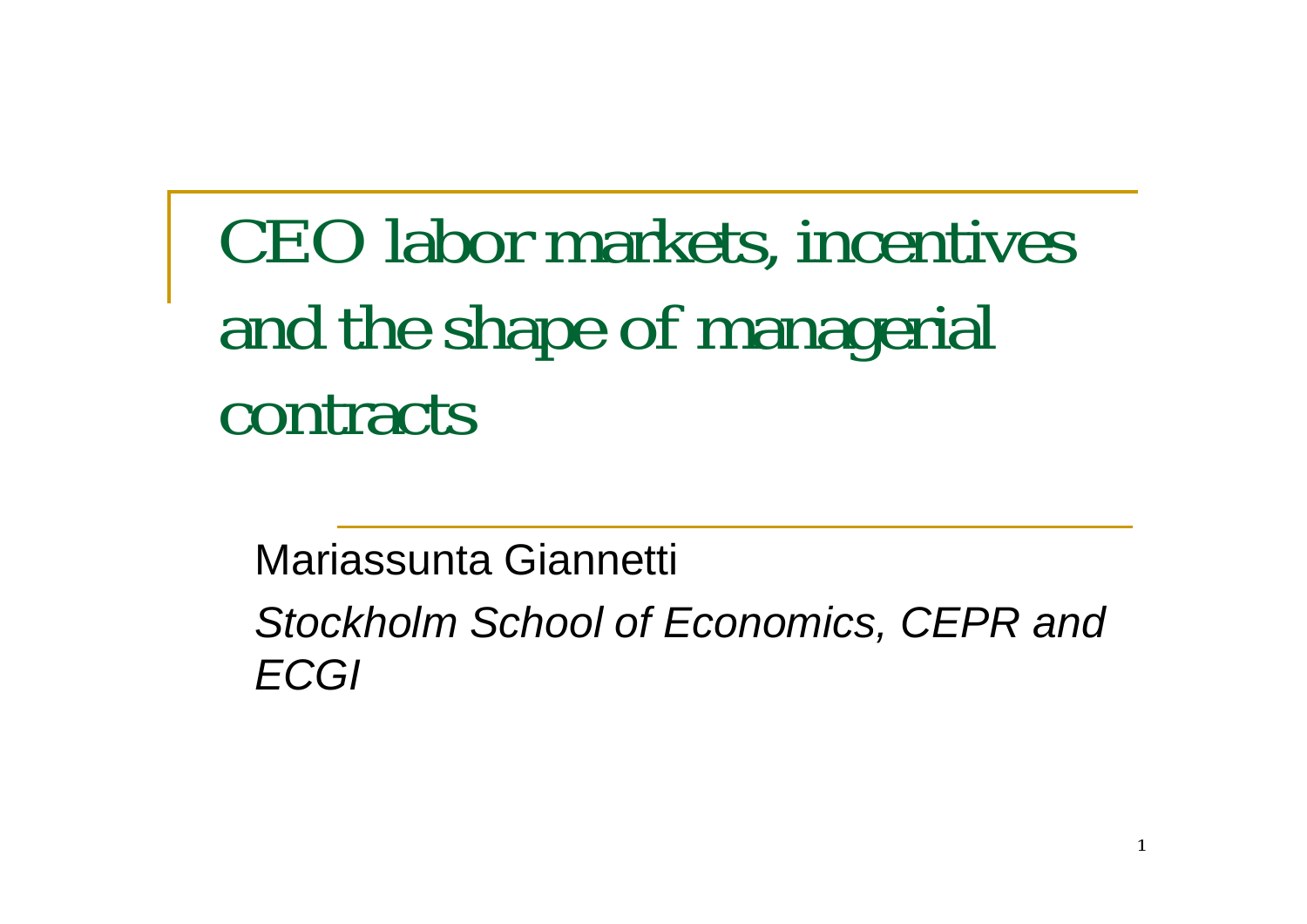# CEO labor markets, incentives and the shape of managerial contracts

Mariassunta Giannetti

*Stockholm School of Economics, CEPR and ECGI*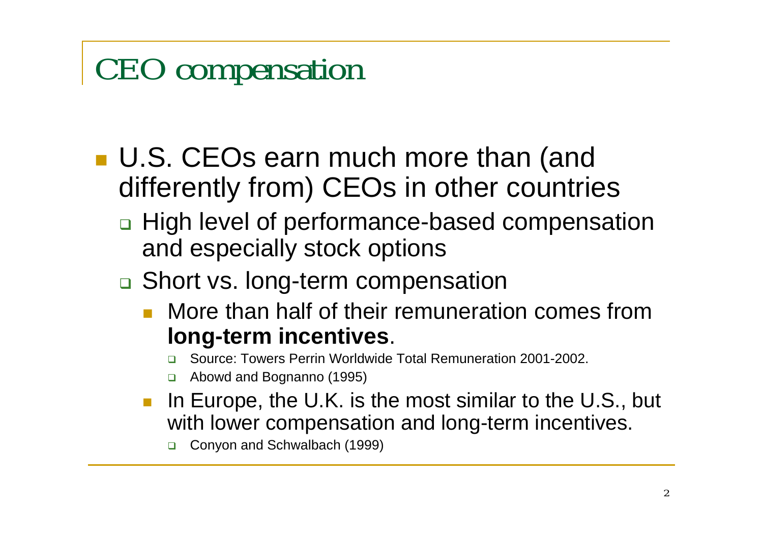# CEO compensation

- U.S. CEOs earn much more than (and differently from) CEOs in other countries
  - High level of performance-based compensation and especially stock options
  - Short vs. long-term compensation
    - More than half of their remuneration comes from **long-term incentives**.
      - Source: Towers Perrin Worldwide Total Remuneration 2001-2002.
      - Abowd and Bognanno (1995)
    - In Europe, the U.K. is the most similar to the U.S., but with lower compensation and long-term incentives.
      - Conyon and Schwalbach (1999)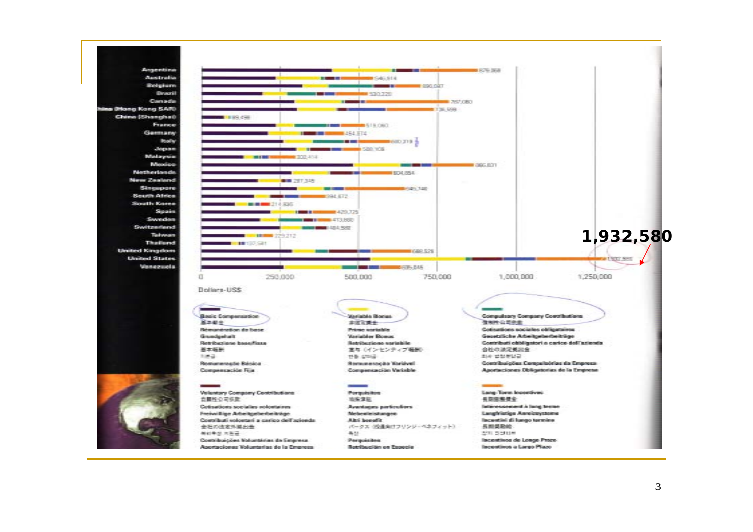| Country | Total (US$) |
| --- | --- |
| Argentina | 679,358 |
| Australia | 546,814 |
| Belgium | 696,697 |
| Brazil | 530,220 |
| Canada | 787,080 |
| China (Hong Kong SAR) | 736,599 |
| China (Shanghai) | 89,498 |
| France | 519,080 |
| Germany | 454,874 |
| Italy | 580,319 |
| Japan | 508,109 |
| Malaysia | 300,414 |
| Mexico | 866,831 |
| Netherlands | 604,854 |
| New Zealand | 287,345 |
| Singapore | 645,748 |
| South Africa | 394,672 |
| South Korea | 214,835 |
| Spain | 429,725 |
| Sweden | 413,860 |
| Switzerland | 484,588 |
| Taiwan | 229,212 |
| Thailand | 137,581 |
| United Kingdom | 688,529 |
| United States | 1,932,580 |
| Venezuela | 635,845 |

Dollars-US$

1,932,580

- **Basic Compensation** / 基本薪金 / Rémunération de base / Grundgehalt / Retribuzione base/fissa / 基本報酬 / 기본급 / Remuneração Básica / Compensación Fija
- **Variable Bonus** / 非固定獎金 / Prime variable / Variabler Bonus / Retribuzione variabile / 賞与（インセンティブ報酬）/ 변동 상여금 / Remuneração Variável / Compensación Variable
- **Compulsory Company Contributions** / 強制性公司供款 / Cotisations sociales obligatoires / Gesetzliche Arbeitgeberbeiträge / Contributi obbligatori a carico dell'azienda / 会社の法定拠出金 / 회사 법정분담금 / Contribuições Compulsórias da Empresa / Aportaciones Obligatorias de la Empresa
- **Voluntary Company Contributions** / 自願性公司供款 / Cotisations sociales volontaires / Freiwillige Arbeitgeberbeiträge / Contributi volontari a carico dell'azienda / 会社の法定外拠出金 / 회사 자발적 분담금 / Contribuições Voluntárias da Empresa / Aportaciones Voluntarias de la Empresa
- **Perquisites** / 特殊津貼 / Avantages particuliers / Nebenleistungen / Altri benefit / パークス（役員向けフリンジ・ベネフィット）/ 복리 / Perquisites / Retribución en Especie
- **Long-Term Incentives** / 長期激勵獎金 / Intéressement à long terme / Langfristige Anreizsysteme / Incentivi di lungo termine / 長期報酬 / 장기 인센티브 / Incentivos de Longo Prazo / Incentivos a Largo Plazo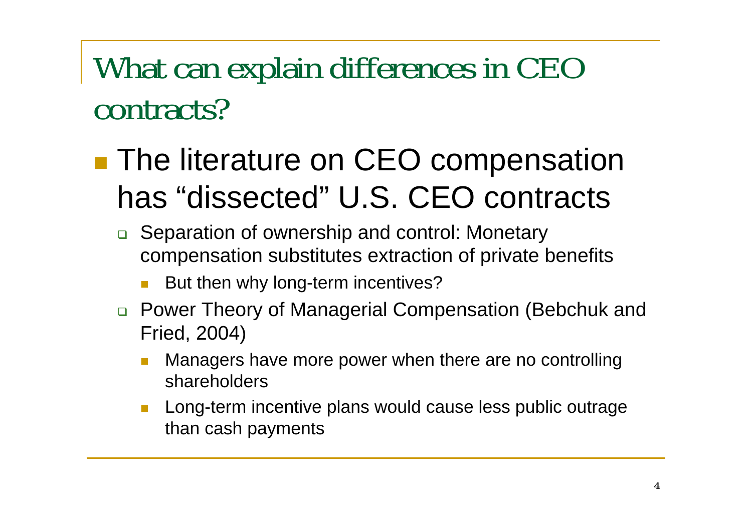# What can explain differences in CEO contracts?

- The literature on CEO compensation has “dissected” U.S. CEO contracts
  - Separation of ownership and control: Monetary compensation substitutes extraction of private benefits
    - But then why long-term incentives?
  - Power Theory of Managerial Compensation (Bebchuk and Fried, 2004)
    - Managers have more power when there are no controlling shareholders
    - Long-term incentive plans would cause less public outrage than cash payments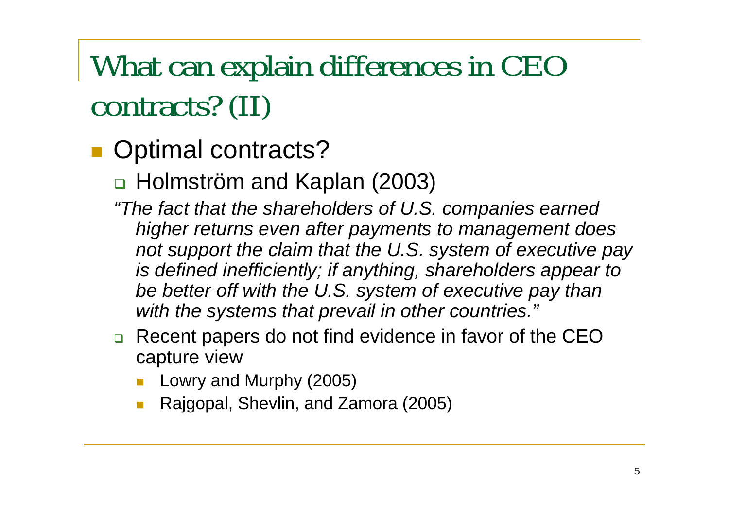# What can explain differences in CEO contracts? (II)

- Optimal contracts?
  - Holmström and Kaplan (2003)

    *"The fact that the shareholders of U.S. companies earned higher returns even after payments to management does not support the claim that the U.S. system of executive pay is defined inefficiently; if anything, shareholders appear to be better off with the U.S. system of executive pay than with the systems that prevail in other countries."*
  - Recent papers do not find evidence in favor of the CEO capture view
    - Lowry and Murphy (2005)
    - Rajgopal, Shevlin, and Zamora (2005)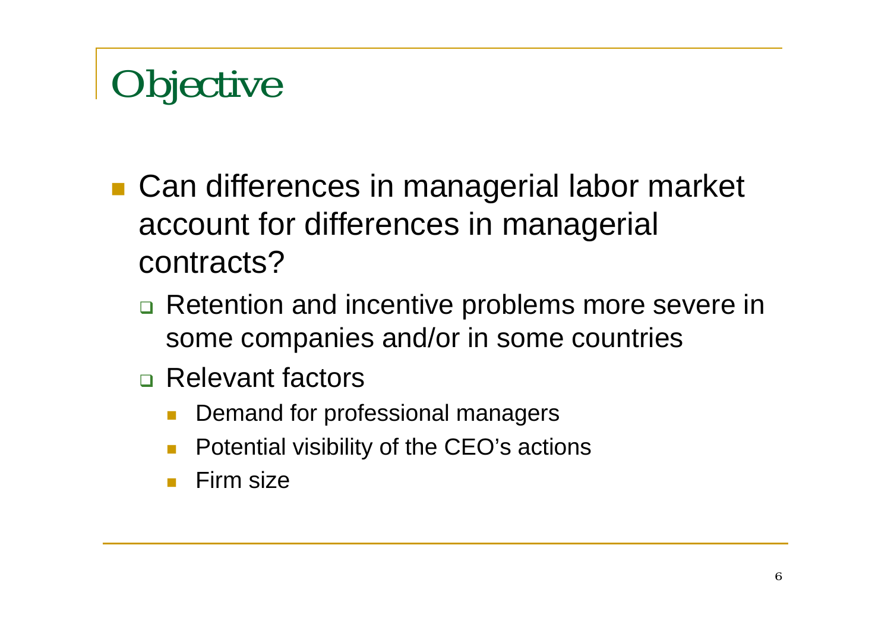# Objective

- Can differences in managerial labor market account for differences in managerial contracts?
  - Retention and incentive problems more severe in some companies and/or in some countries
  - Relevant factors
    - Demand for professional managers
    - Potential visibility of the CEO's actions
    - Firm size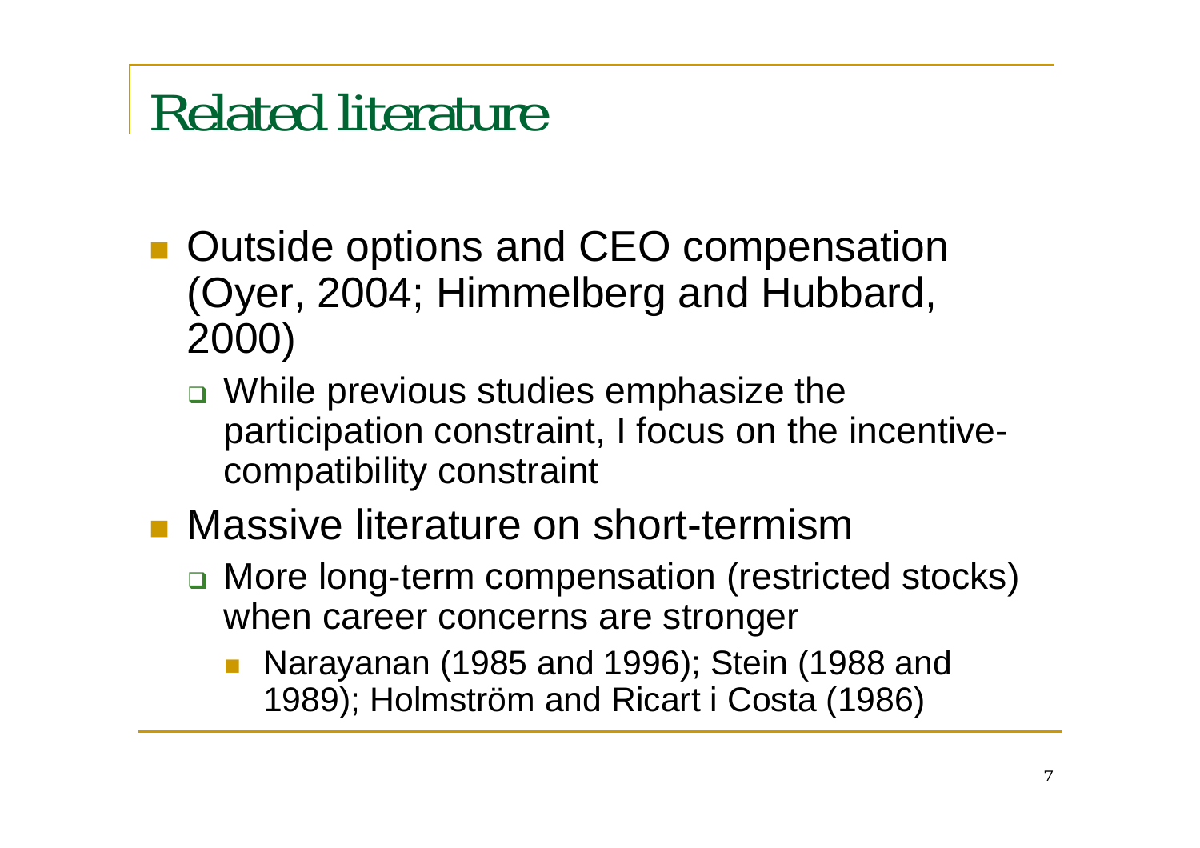# Related literature

- Outside options and CEO compensation (Oyer, 2004; Himmelberg and Hubbard, 2000)
  - While previous studies emphasize the participation constraint, I focus on the incentive-compatibility constraint
- Massive literature on short-termism
  - More long-term compensation (restricted stocks) when career concerns are stronger
    - Narayanan (1985 and 1996); Stein (1988 and 1989); Holmström and Ricart i Costa (1986)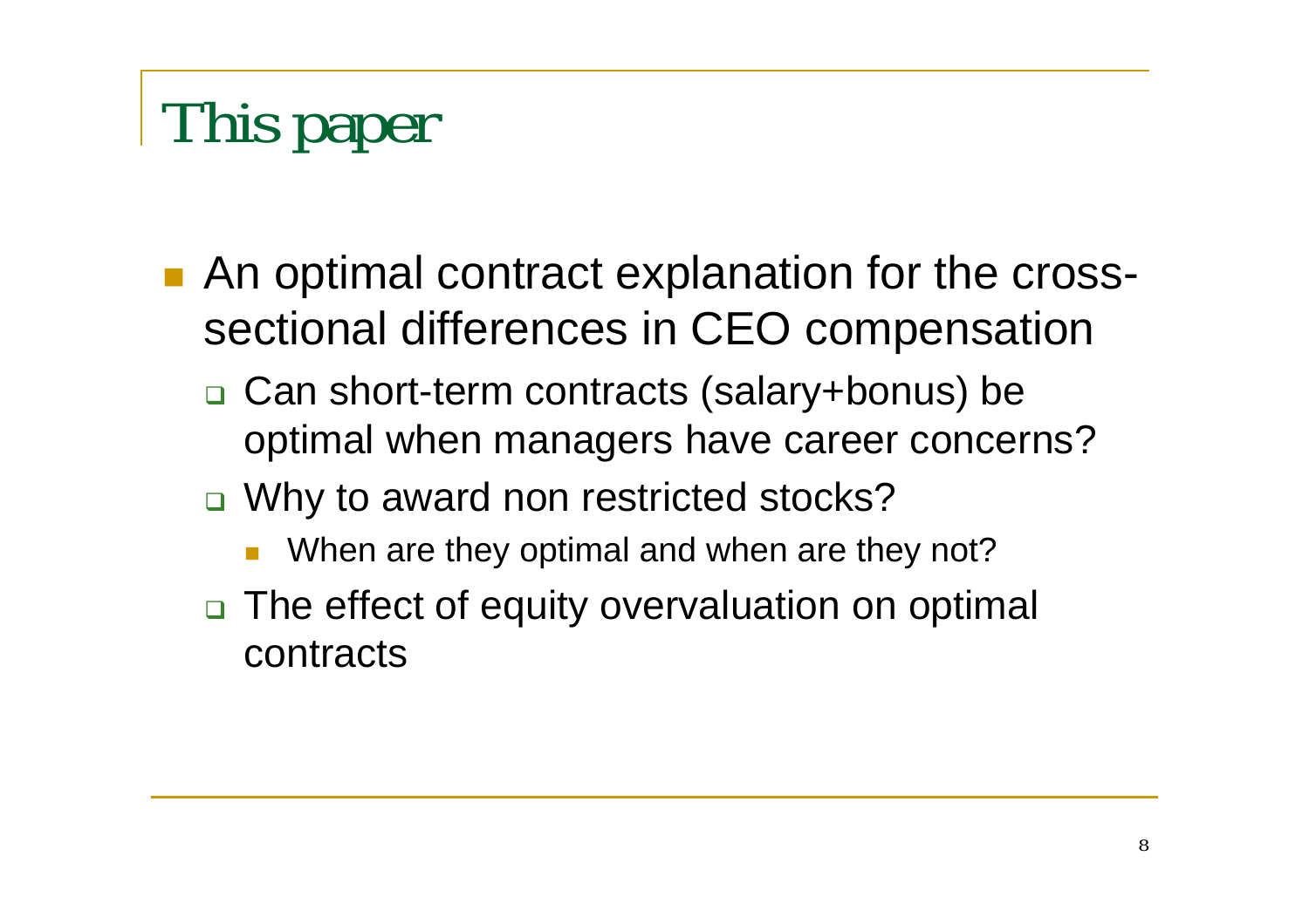# This paper

- An optimal contract explanation for the cross-sectional differences in CEO compensation
  - Can short-term contracts (salary+bonus) be optimal when managers have career concerns?
  - Why to award non restricted stocks?
    - When are they optimal and when are they not?
  - The effect of equity overvaluation on optimal contracts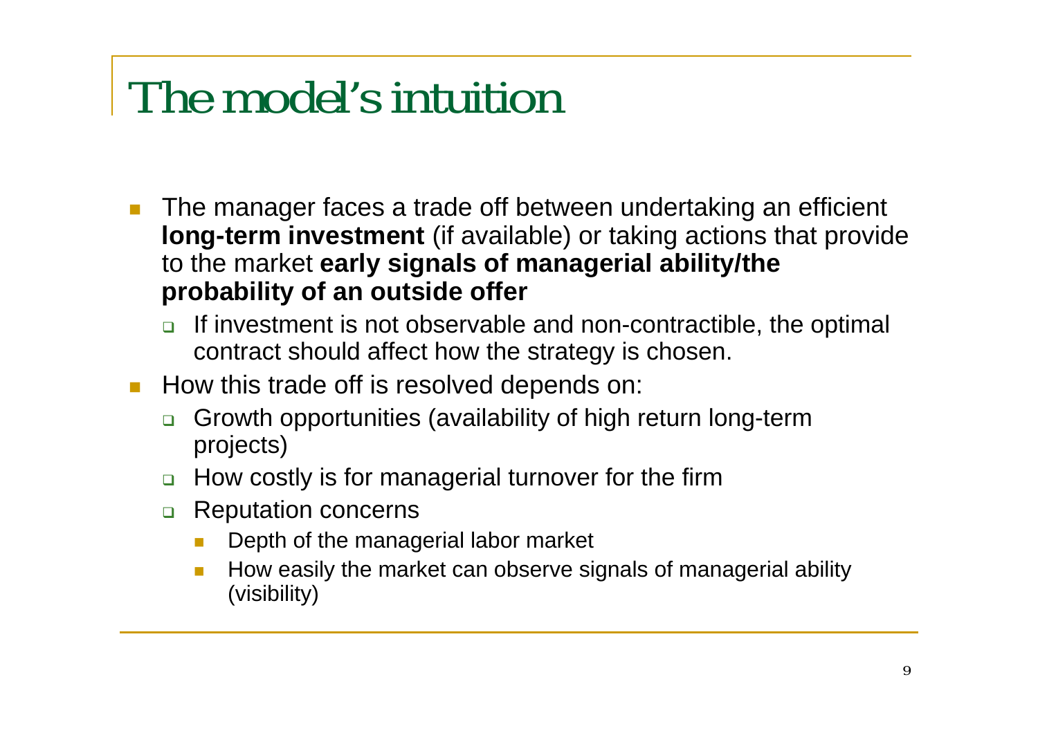# The model's intuition

- The manager faces a trade off between undertaking an efficient **long-term investment** (if available) or taking actions that provide to the market **early signals of managerial ability/the probability of an outside offer**
  - If investment is not observable and non-contractible, the optimal contract should affect how the strategy is chosen.
- How this trade off is resolved depends on:
  - Growth opportunities (availability of high return long-term projects)
  - How costly is for managerial turnover for the firm
  - Reputation concerns
    - Depth of the managerial labor market
    - How easily the market can observe signals of managerial ability (visibility)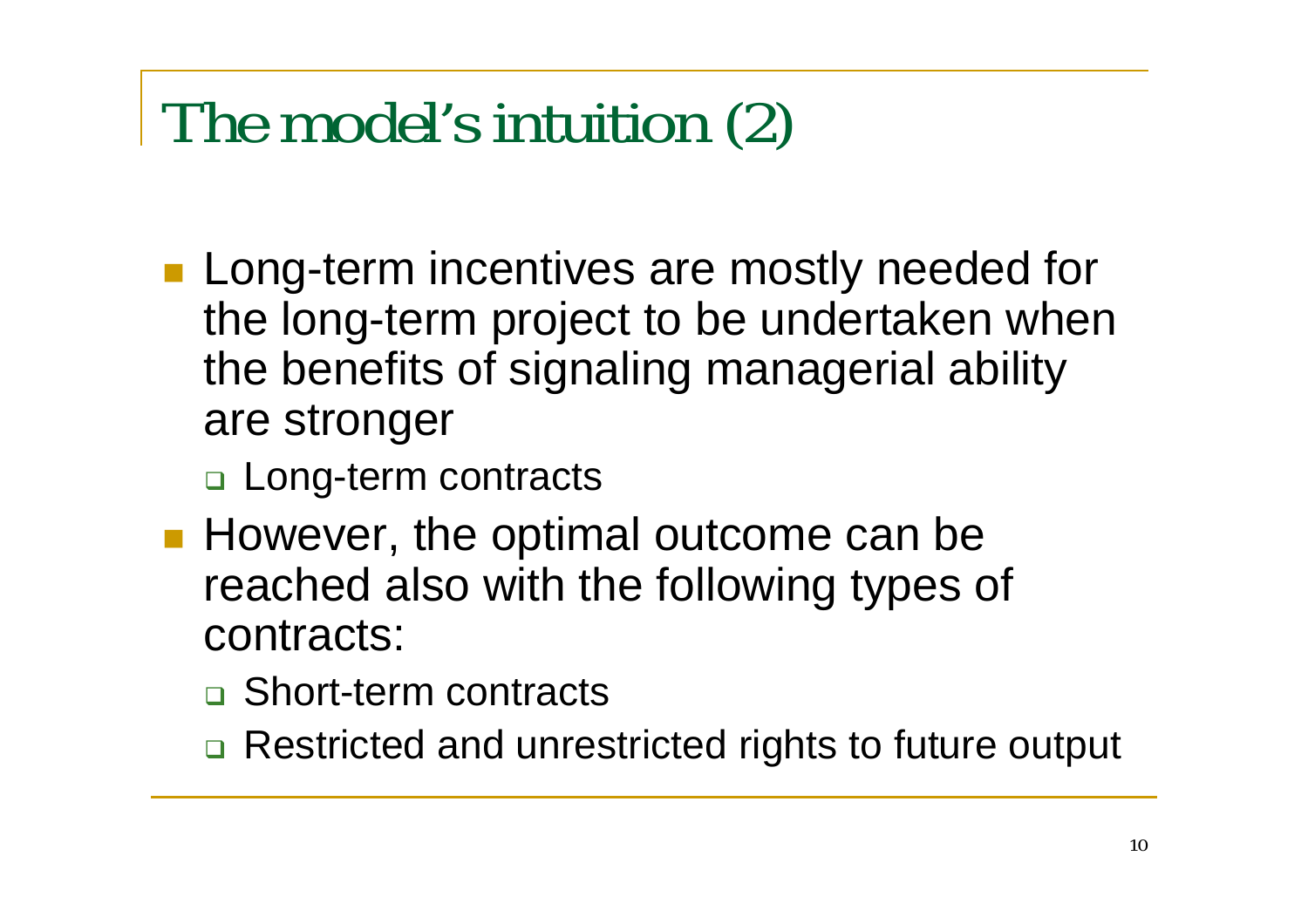# The model's intuition (2)

- Long-term incentives are mostly needed for the long-term project to be undertaken when the benefits of signaling managerial ability are stronger
  - Long-term contracts
- However, the optimal outcome can be reached also with the following types of contracts:
  - Short-term contracts
  - Restricted and unrestricted rights to future output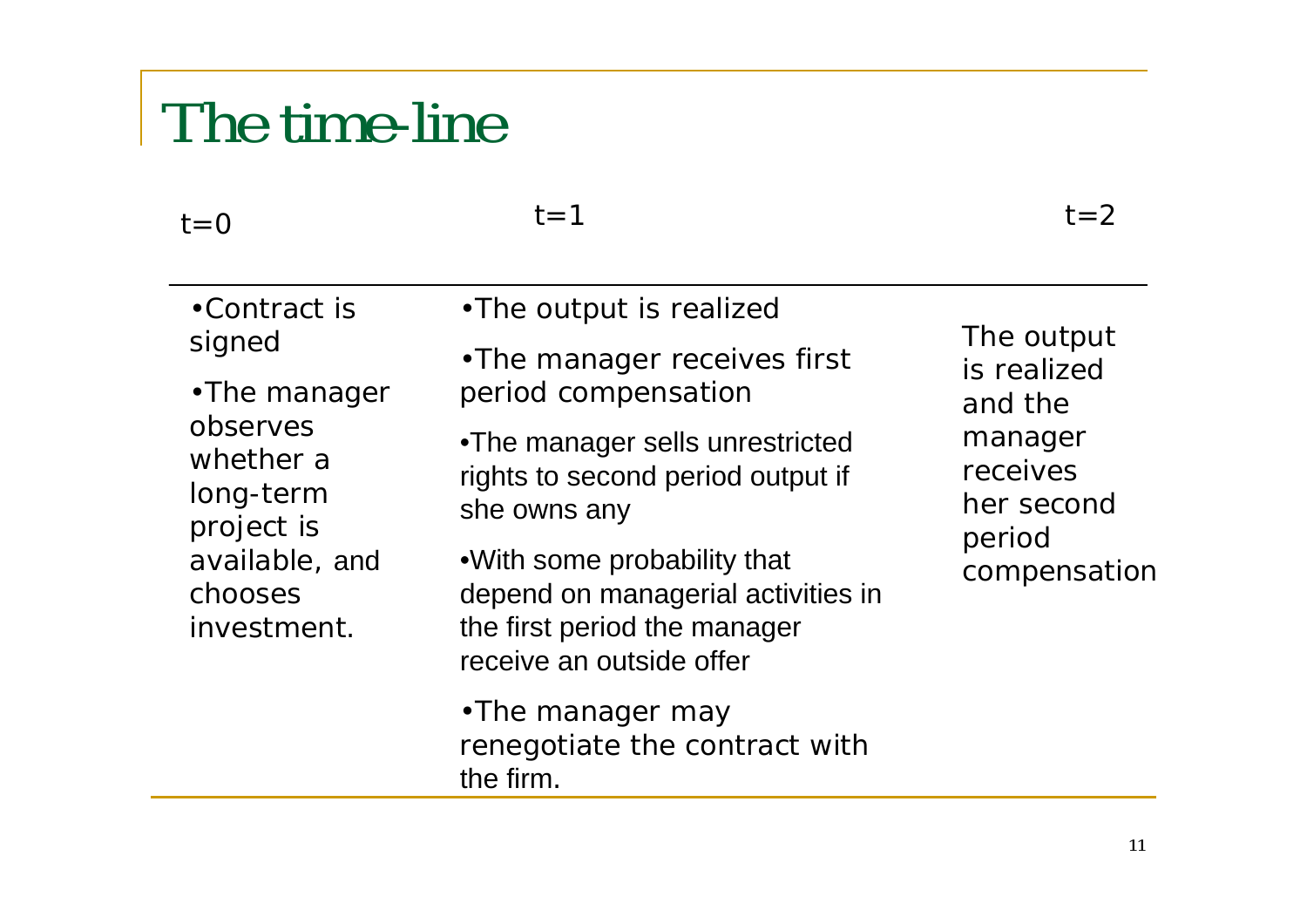# The time-line

| t=0 | t=1 | t=2 |
|---|---|---|
| • Contract is signed<br>• The manager observes whether a long-term project is available, and chooses investment. | • The output is realized<br>• The manager receives first period compensation<br>• The manager sells unrestricted rights to second period output if she owns any<br>• With some probability that depend on managerial activities in the first period the manager receive an outside offer<br>• The manager may renegotiate the contract with the firm. | The output is realized and the manager receives her second period compensation |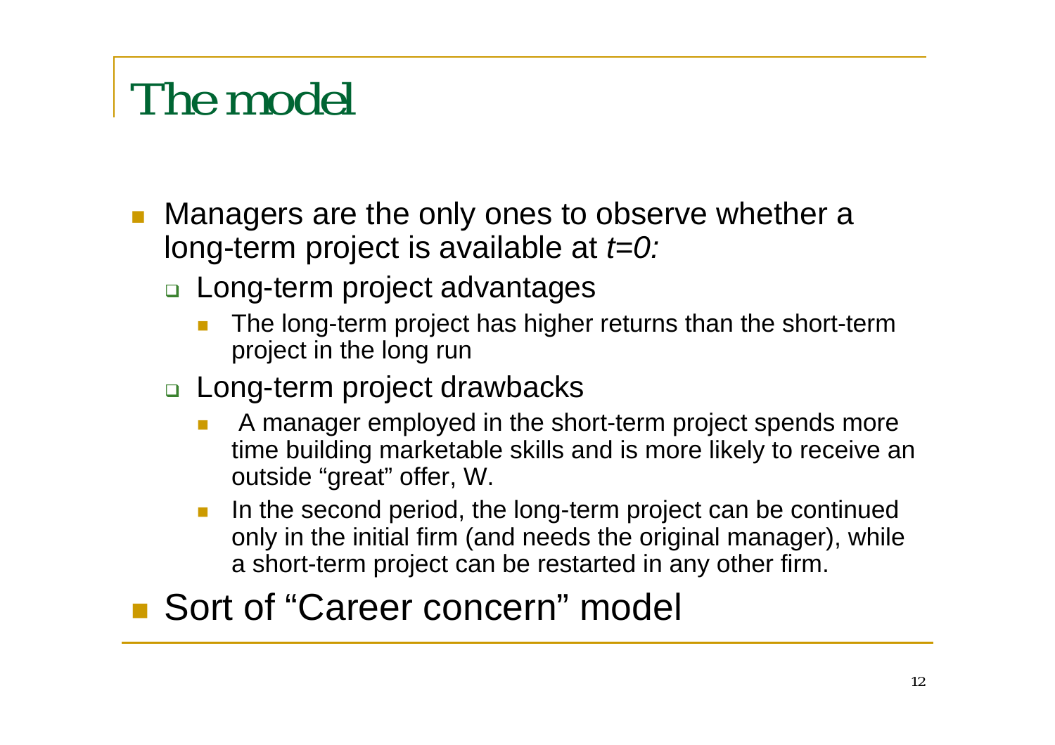# The model

- Managers are the only ones to observe whether a long-term project is available at *t=0:*
  - Long-term project advantages
    - The long-term project has higher returns than the short-term project in the long run
  - Long-term project drawbacks
    - A manager employed in the short-term project spends more time building marketable skills and is more likely to receive an outside "great" offer, W.
    - In the second period, the long-term project can be continued only in the initial firm (and needs the original manager), while a short-term project can be restarted in any other firm.
- Sort of "Career concern" model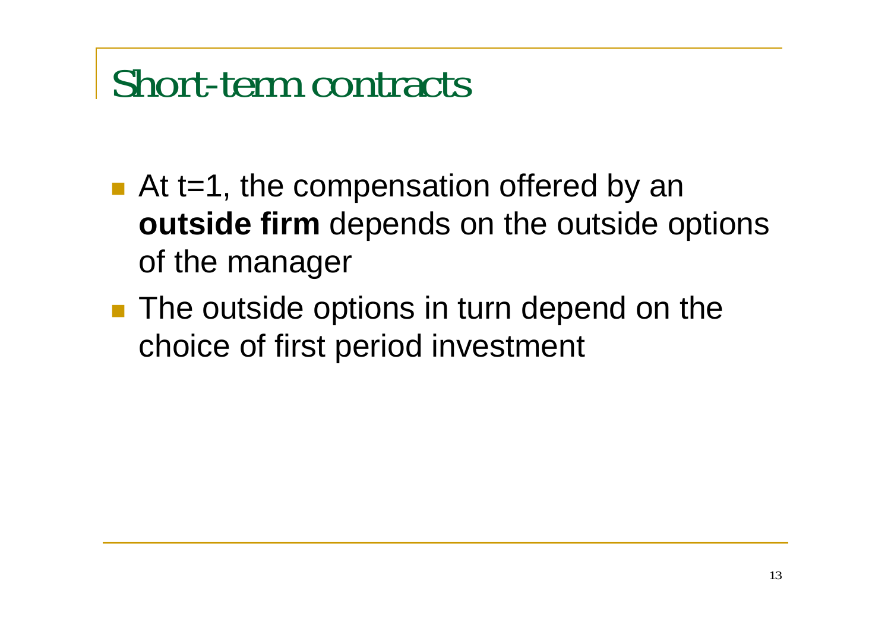# Short-term contracts

- At $t=1$, the compensation offered by an **outside firm** depends on the outside options of the manager
- The outside options in turn depend on the choice of first period investment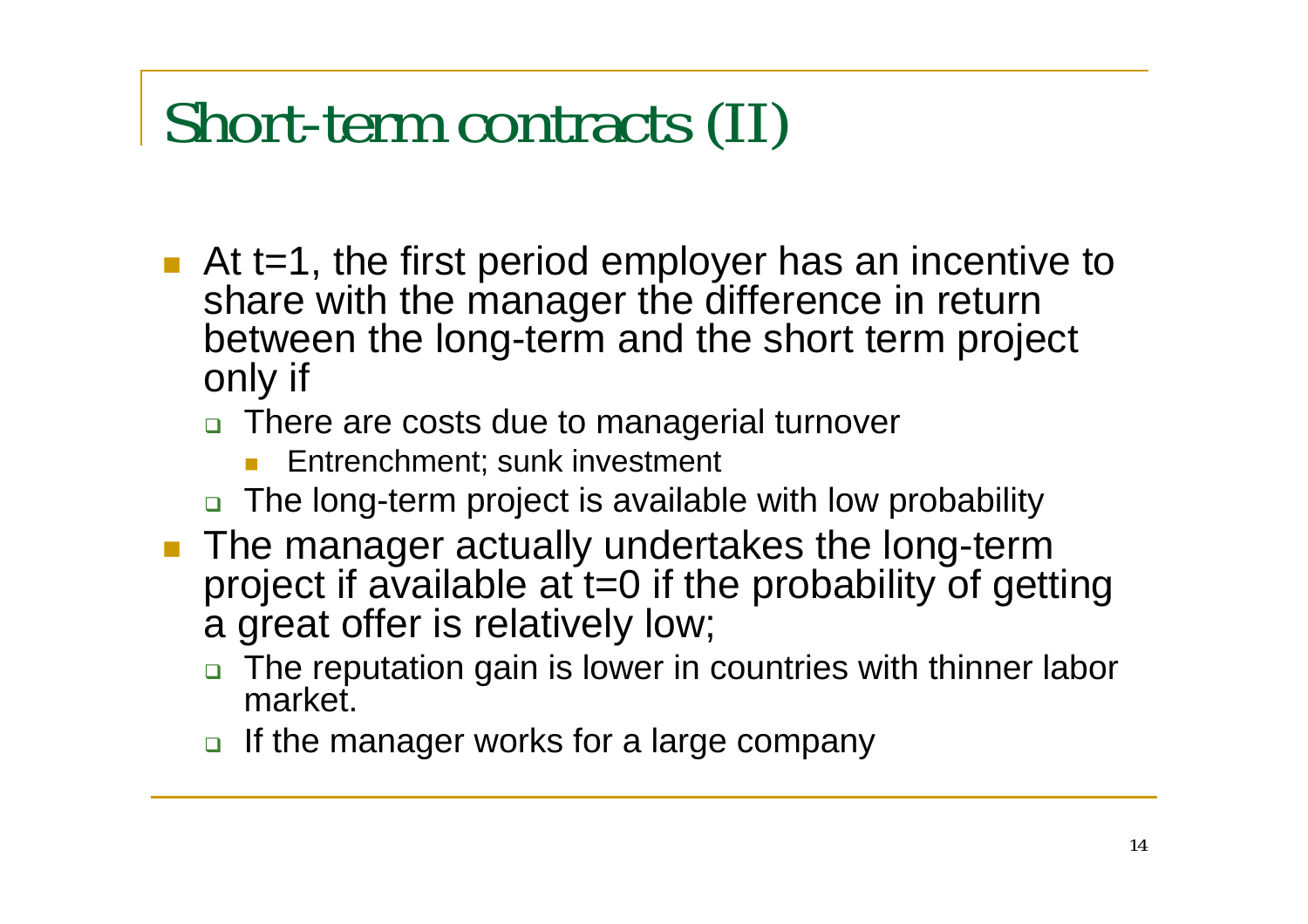# Short-term contracts (II)

- At $t=1$, the first period employer has an incentive to share with the manager the difference in return between the long-term and the short term project only if
  - There are costs due to managerial turnover
    - Entrenchment; sunk investment
  - The long-term project is available with low probability
- The manager actually undertakes the long-term project if available at $t=0$ if the probability of getting a great offer is relatively low;
  - The reputation gain is lower in countries with thinner labor market.
  - If the manager works for a large company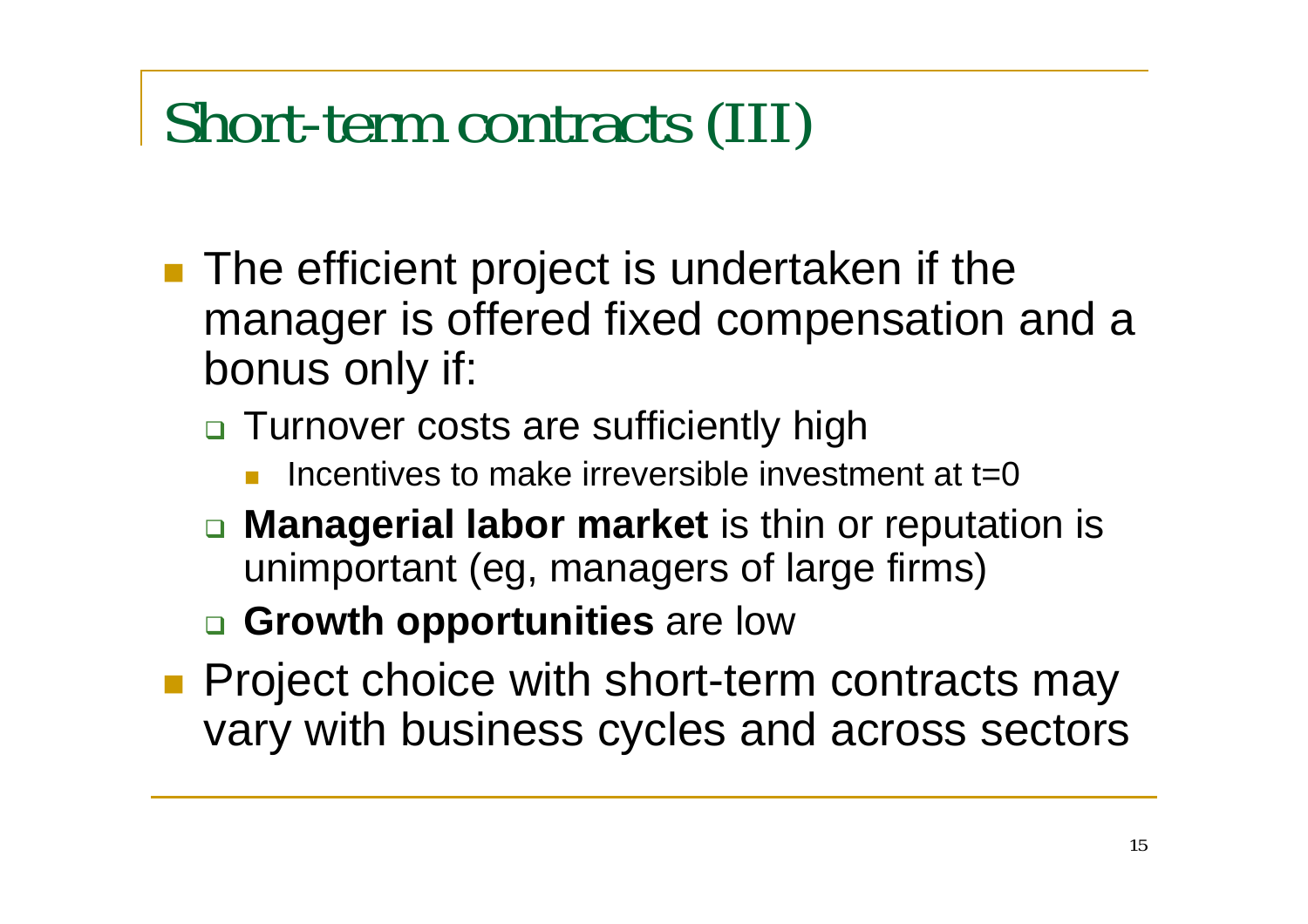# Short-term contracts (III)

- The efficient project is undertaken if the manager is offered fixed compensation and a bonus only if:
  - Turnover costs are sufficiently high
    - Incentives to make irreversible investment at t=0
  - **Managerial labor market** is thin or reputation is unimportant (eg, managers of large firms)
  - **Growth opportunities** are low
- Project choice with short-term contracts may vary with business cycles and across sectors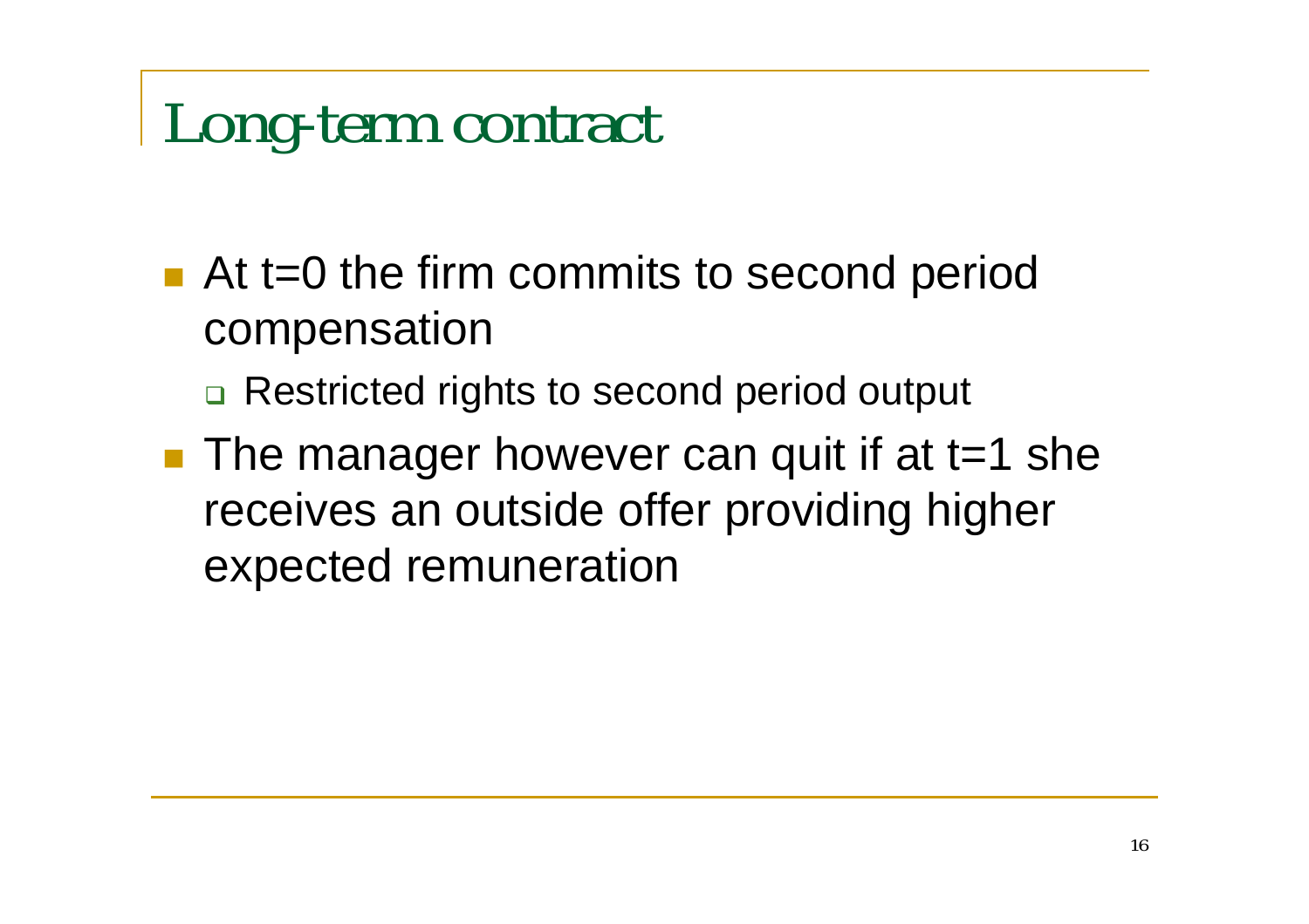# Long-term contract

- At $t=0$ the firm commits to second period compensation
  - Restricted rights to second period output
- The manager however can quit if at $t=1$ she receives an outside offer providing higher expected remuneration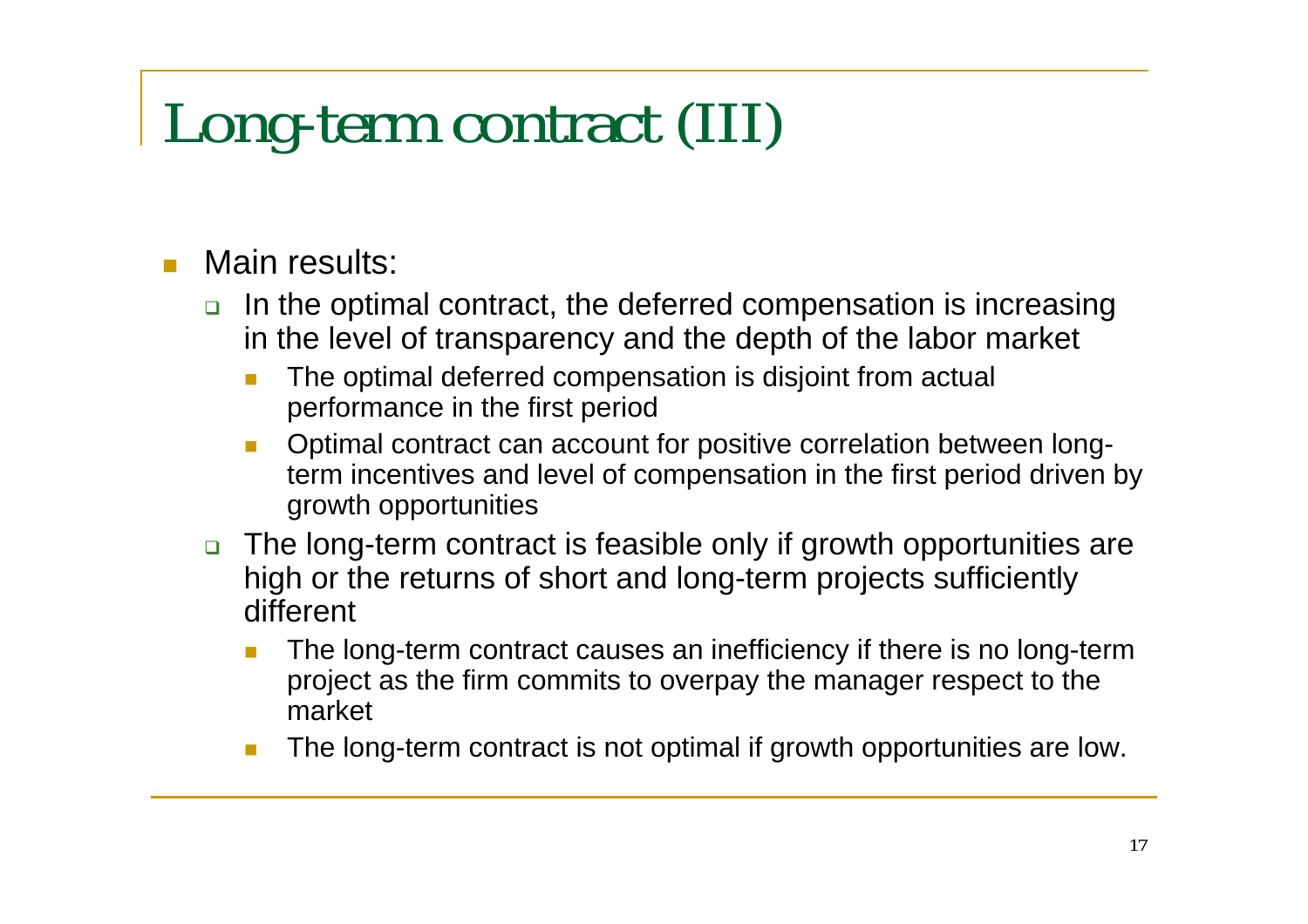# Long-term contract (III)

- Main results:
  - In the optimal contract, the deferred compensation is increasing in the level of transparency and the depth of the labor market
    - The optimal deferred compensation is disjoint from actual performance in the first period
    - Optimal contract can account for positive correlation between long-term incentives and level of compensation in the first period driven by growth opportunities
  - The long-term contract is feasible only if growth opportunities are high or the returns of short and long-term projects sufficiently different
    - The long-term contract causes an inefficiency if there is no long-term project as the firm commits to overpay the manager respect to the market
    - The long-term contract is not optimal if growth opportunities are low.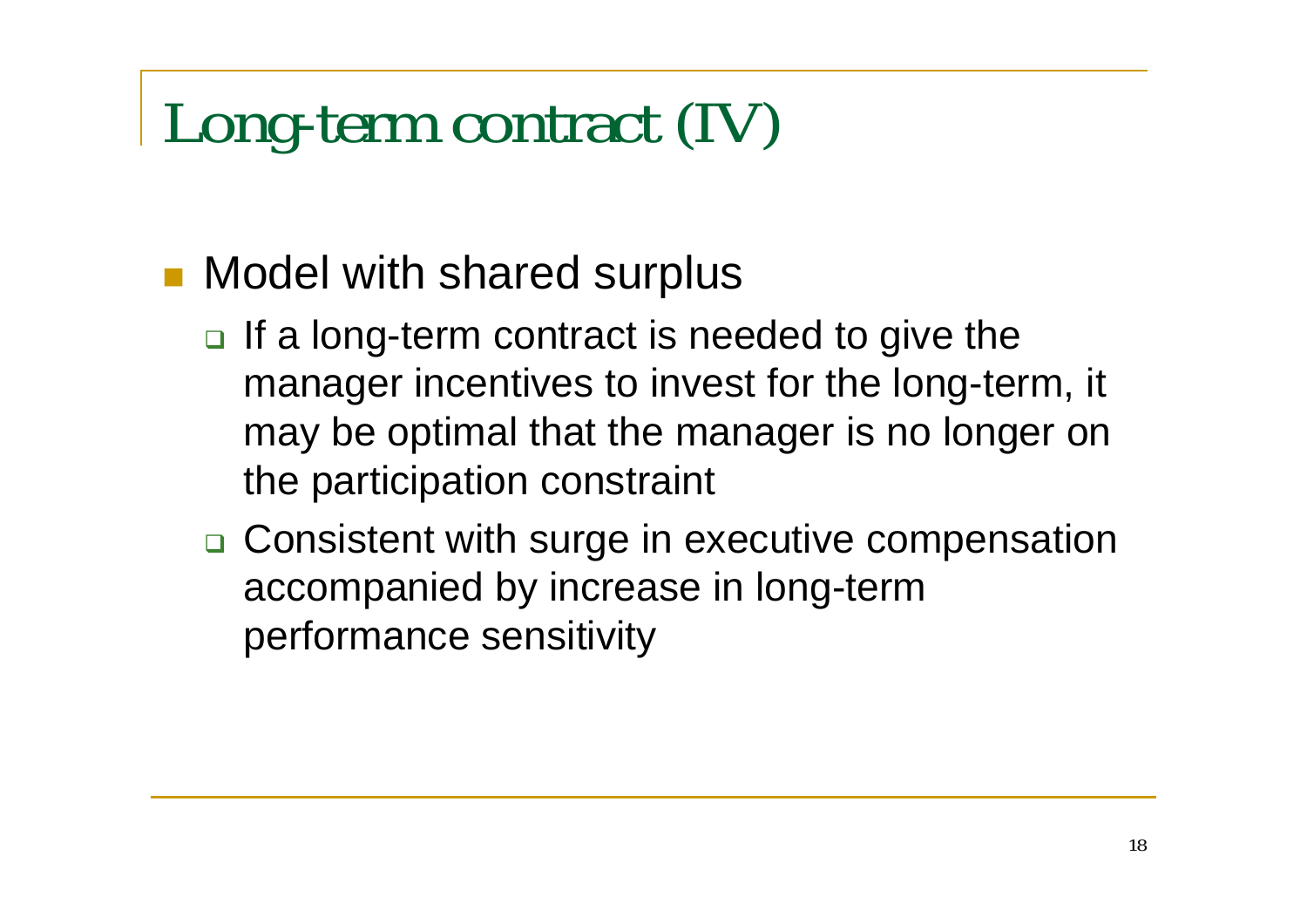# Long-term contract (IV)

- Model with shared surplus
  - If a long-term contract is needed to give the manager incentives to invest for the long-term, it may be optimal that the manager is no longer on the participation constraint
  - Consistent with surge in executive compensation accompanied by increase in long-term performance sensitivity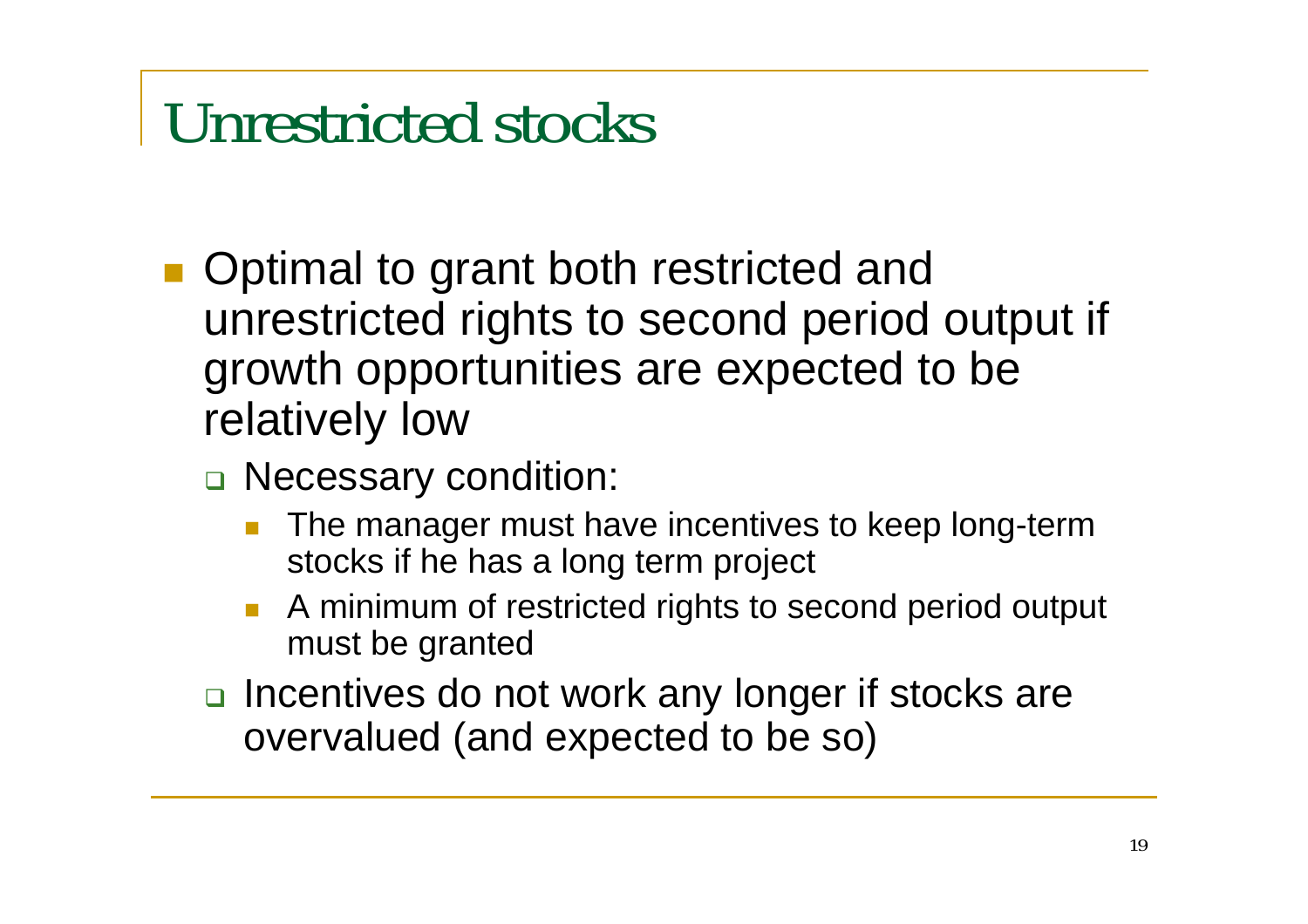# Unrestricted stocks

- Optimal to grant both restricted and unrestricted rights to second period output if growth opportunities are expected to be relatively low
  - Necessary condition:
    - The manager must have incentives to keep long-term stocks if he has a long term project
    - A minimum of restricted rights to second period output must be granted
  - Incentives do not work any longer if stocks are overvalued (and expected to be so)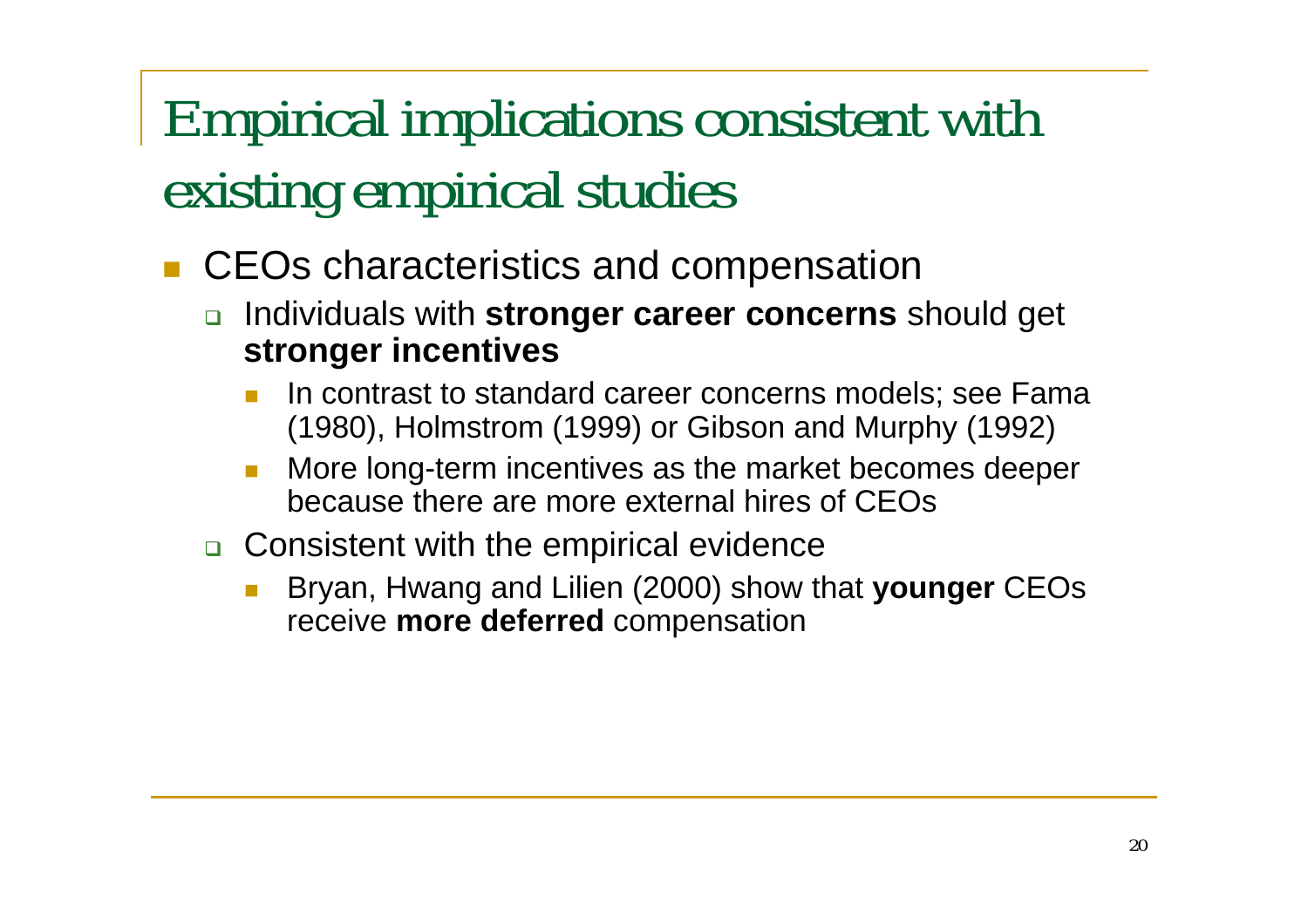# Empirical implications consistent with existing empirical studies

- CEOs characteristics and compensation
  - Individuals with **stronger career concerns** should get **stronger incentives**
    - In contrast to standard career concerns models; see Fama (1980), Holmstrom (1999) or Gibson and Murphy (1992)
    - More long-term incentives as the market becomes deeper because there are more external hires of CEOs
  - Consistent with the empirical evidence
    - Bryan, Hwang and Lilien (2000) show that **younger** CEOs receive **more deferred** compensation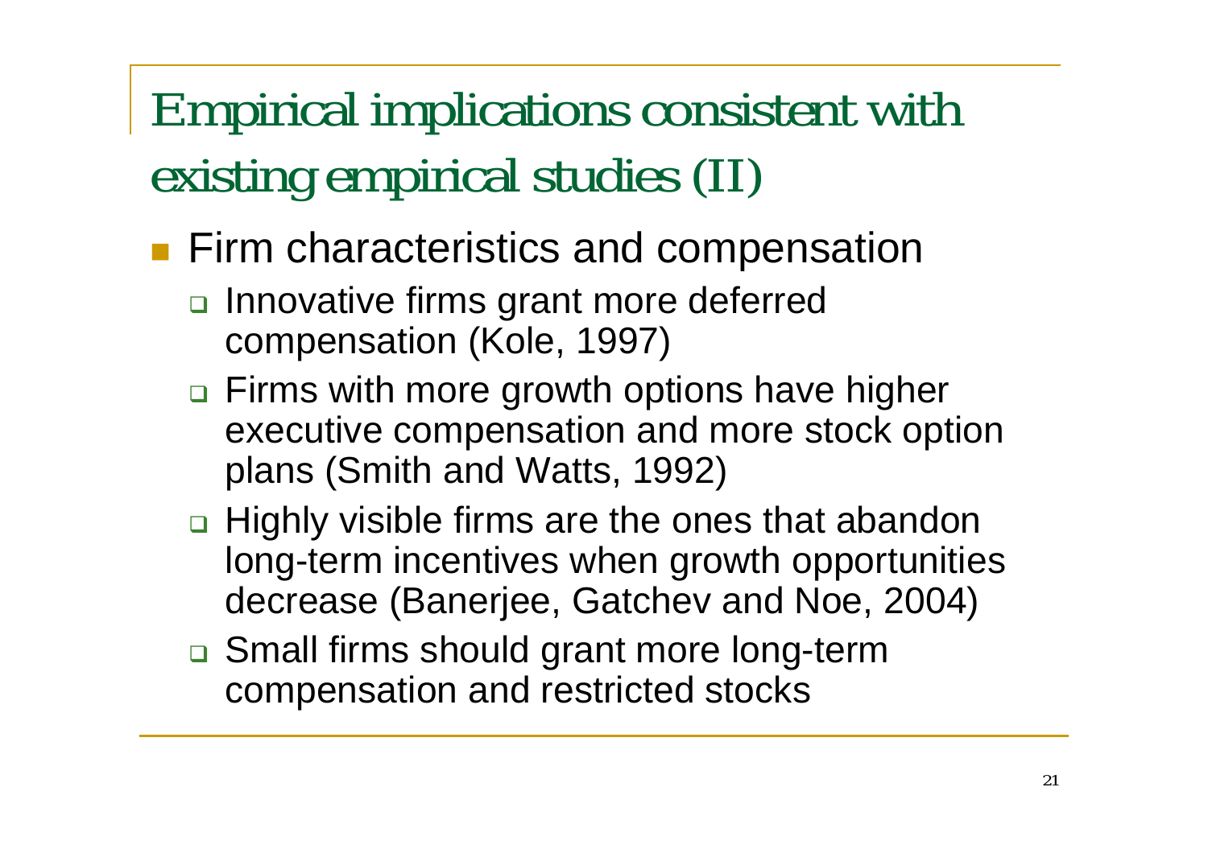# Empirical implications consistent with existing empirical studies (II)

- Firm characteristics and compensation
  - Innovative firms grant more deferred compensation (Kole, 1997)
  - Firms with more growth options have higher executive compensation and more stock option plans (Smith and Watts, 1992)
  - Highly visible firms are the ones that abandon long-term incentives when growth opportunities decrease (Banerjee, Gatchev and Noe, 2004)
  - Small firms should grant more long-term compensation and restricted stocks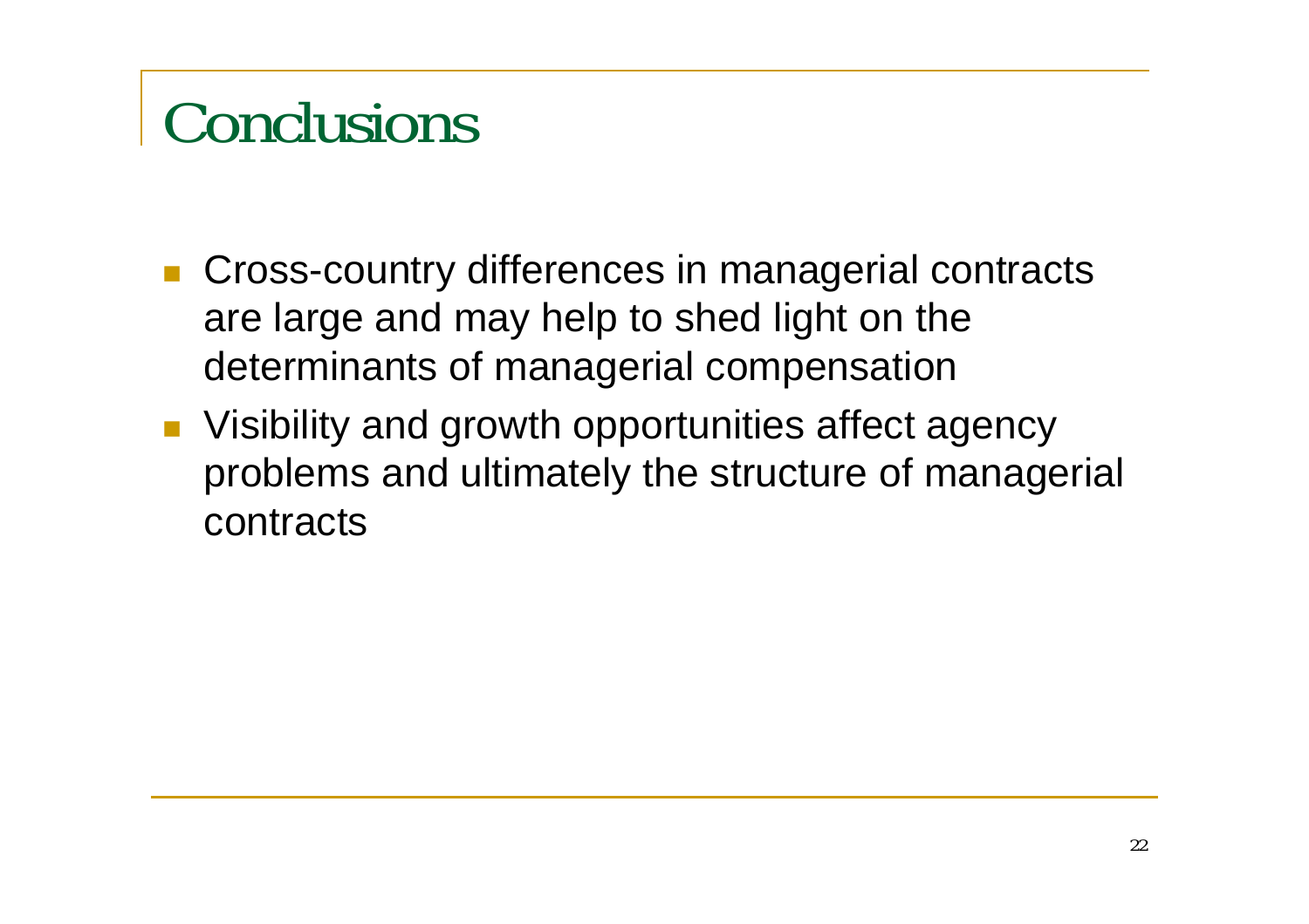# Conclusions

- Cross-country differences in managerial contracts are large and may help to shed light on the determinants of managerial compensation
- Visibility and growth opportunities affect agency problems and ultimately the structure of managerial contracts